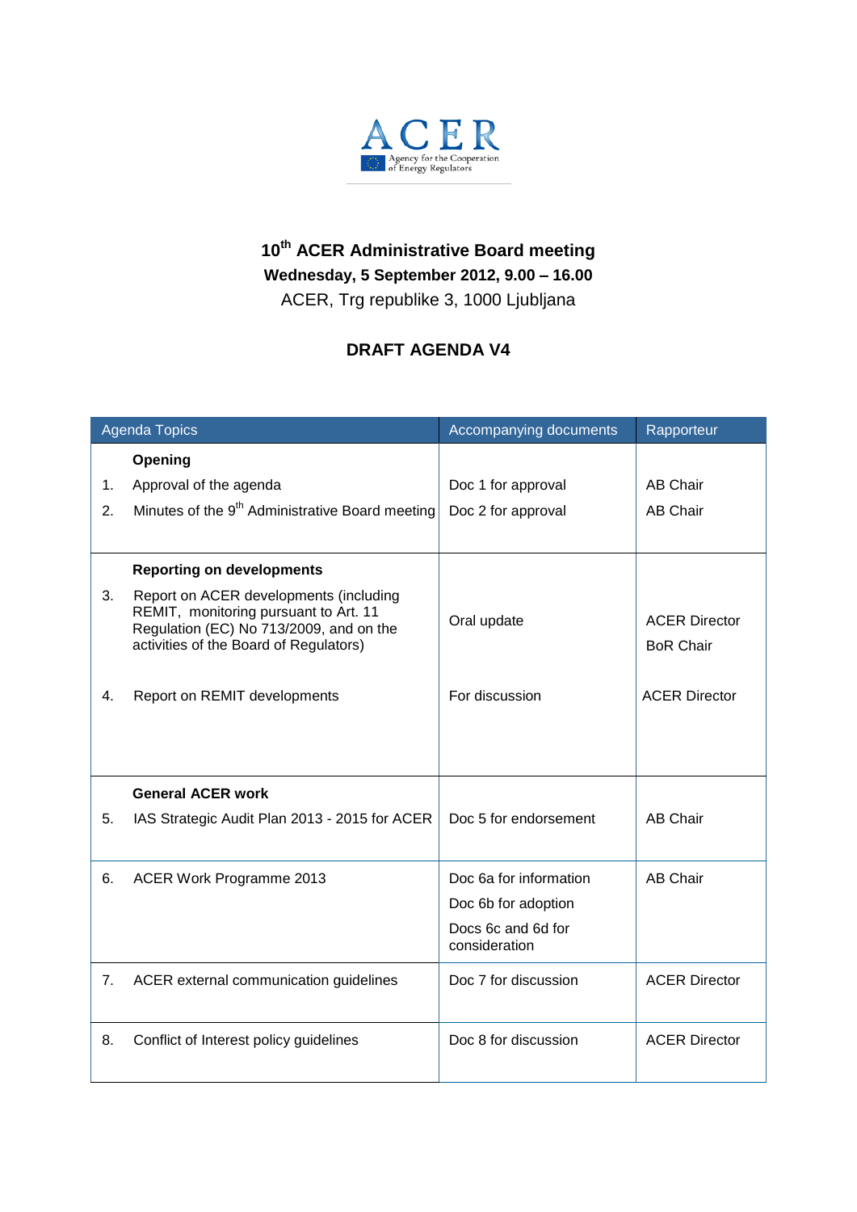ACER

Agency for the Cooperation of Energy Regulators

## 10th ACER Administrative Board meeting

**Wednesday, 5 September 2012, 9.00 – 16.00**

ACER, Trg republike 3, 1000 Ljubljana

## DRAFT AGENDA V4

| | Agenda Topics | Accompanying documents | Rapporteur |
|---|---|---|---|
| | **Opening** | | |
| 1. | Approval of the agenda | Doc 1 for approval | AB Chair |
| 2. | Minutes of the 9th Administrative Board meeting | Doc 2 for approval | AB Chair |
| | **Reporting on developments** | | |
| 3. | Report on ACER developments (including REMIT, monitoring pursuant to Art. 11 Regulation (EC) No 713/2009, and on the activities of the Board of Regulators) | Oral update | ACER Director<br>BoR Chair |
| 4. | Report on REMIT developments | For discussion | ACER Director |
| | **General ACER work** | | |
| 5. | IAS Strategic Audit Plan 2013 - 2015 for ACER | Doc 5 for endorsement | AB Chair |
| 6. | ACER Work Programme 2013 | Doc 6a for information<br>Doc 6b for adoption<br>Docs 6c and 6d for consideration | AB Chair |
| 7. | ACER external communication guidelines | Doc 7 for discussion | ACER Director |
| 8. | Conflict of Interest policy guidelines | Doc 8 for discussion | ACER Director |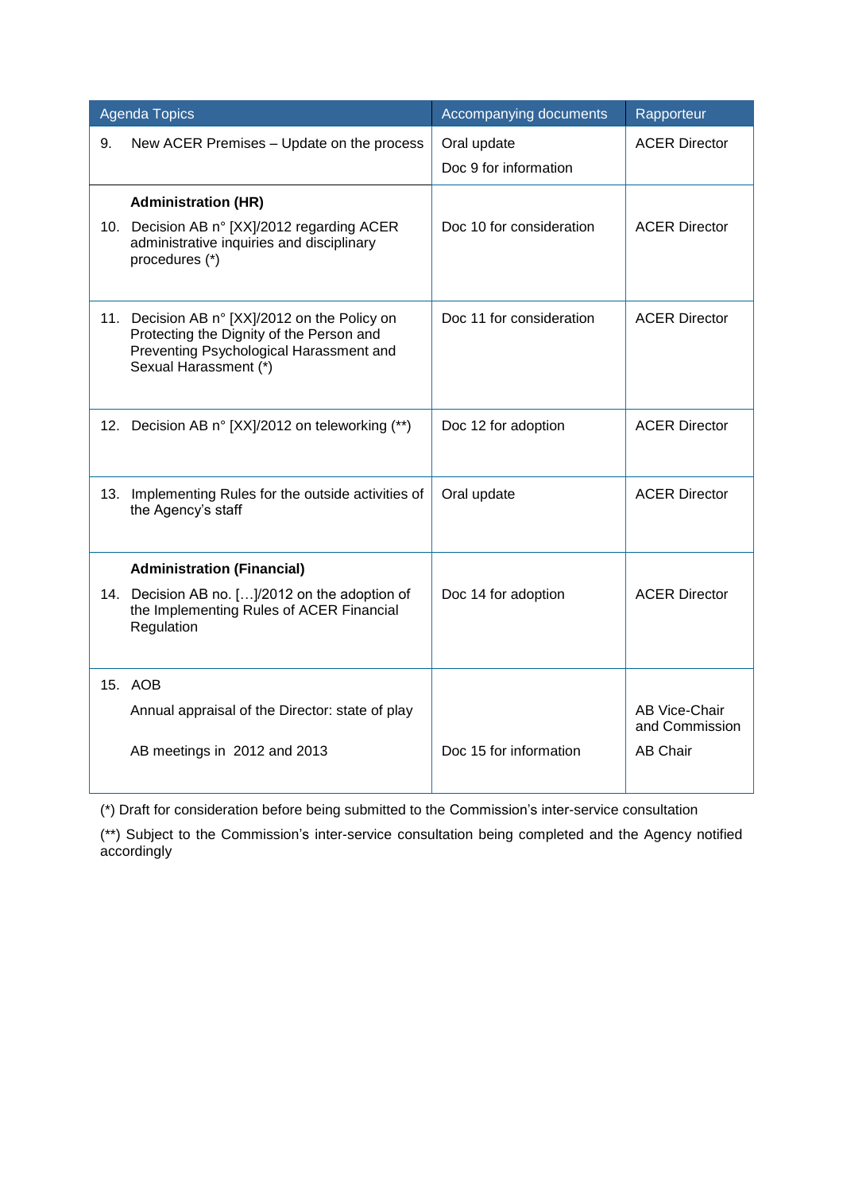| Agenda Topics | Accompanying documents | Rapporteur |
|---|---|---|
| 9. New ACER Premises – Update on the process | Oral update<br>Doc 9 for information | ACER Director |
| **Administration (HR)**<br>10. Decision AB n° [XX]/2012 regarding ACER administrative inquiries and disciplinary procedures (*) | Doc 10 for consideration | ACER Director |
| 11. Decision AB n° [XX]/2012 on the Policy on Protecting the Dignity of the Person and Preventing Psychological Harassment and Sexual Harassment (*) | Doc 11 for consideration | ACER Director |
| 12. Decision AB n° [XX]/2012 on teleworking (**) | Doc 12 for adoption | ACER Director |
| 13. Implementing Rules for the outside activities of the Agency's staff | Oral update | ACER Director |
| **Administration (Financial)**<br>14. Decision AB no. […]/2012 on the adoption of the Implementing Rules of ACER Financial Regulation | Doc 14 for adoption | ACER Director |
| 15. AOB<br>Annual appraisal of the Director: state of play<br>AB meetings in 2012 and 2013 | <br><br>Doc 15 for information | <br>AB Vice-Chair and Commission<br>AB Chair |

(*) Draft for consideration before being submitted to the Commission's inter-service consultation

(**) Subject to the Commission's inter-service consultation being completed and the Agency notified accordingly